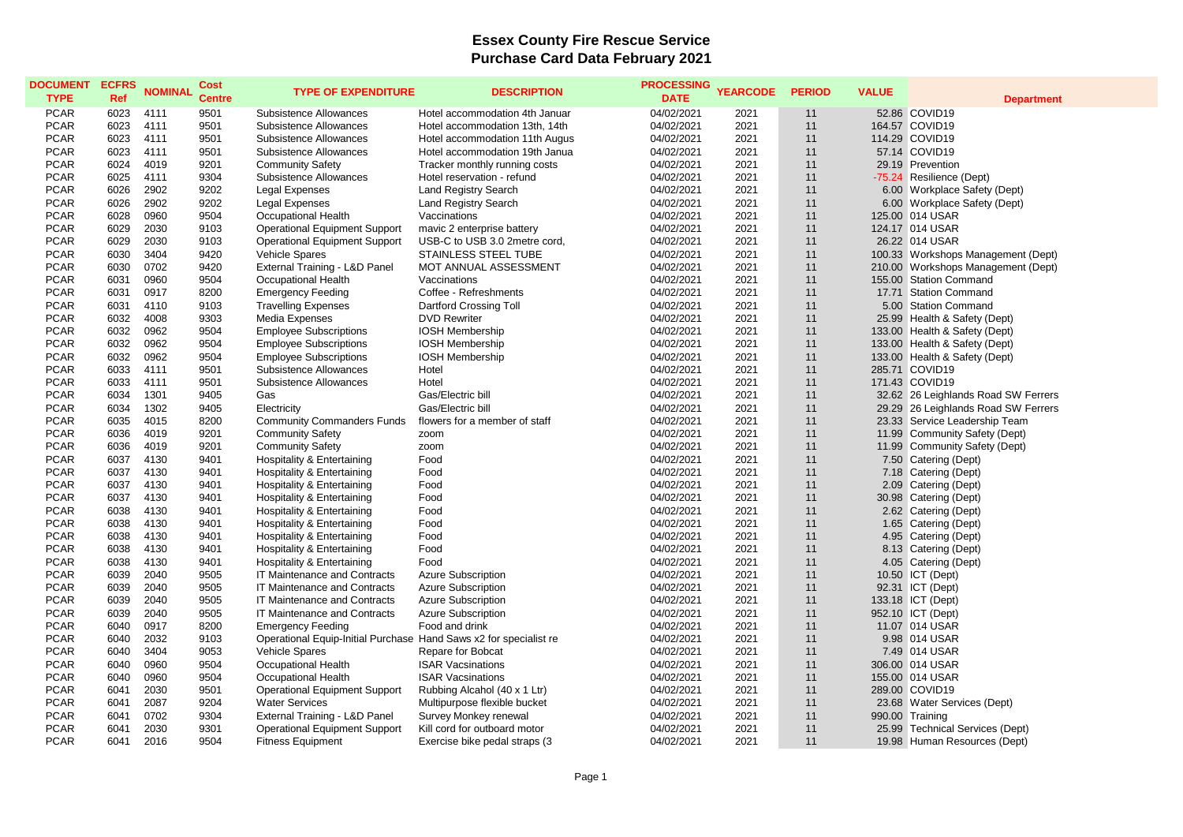# Essex County Fire Rescue Service
## Purchase Card Data February 2021

| DOCUMENT TYPE | ECFRS Ref | NOMINAL | Cost Centre | TYPE OF EXPENDITURE | DESCRIPTION | PROCESSING DATE | YEARCODE | PERIOD | VALUE | Department |
|---|---|---|---|---|---|---|---|---|---|---|
| PCAR | 6023 | 4111 | 9501 | Subsistence Allowances | Hotel accommodation 4th Januar | 04/02/2021 | 2021 | 11 | 52.86 | COVID19 |
| PCAR | 6023 | 4111 | 9501 | Subsistence Allowances | Hotel accommodation 13th, 14th | 04/02/2021 | 2021 | 11 | 164.57 | COVID19 |
| PCAR | 6023 | 4111 | 9501 | Subsistence Allowances | Hotel accommodation 11th Augus | 04/02/2021 | 2021 | 11 | 114.29 | COVID19 |
| PCAR | 6023 | 4111 | 9501 | Subsistence Allowances | Hotel accommodation 19th Janua | 04/02/2021 | 2021 | 11 | 57.14 | COVID19 |
| PCAR | 6024 | 4019 | 9201 | Community Safety | Tracker monthly running costs | 04/02/2021 | 2021 | 11 | 29.19 | Prevention |
| PCAR | 6025 | 4111 | 9304 | Subsistence Allowances | Hotel reservation - refund | 04/02/2021 | 2021 | 11 | -75.24 | Resilience (Dept) |
| PCAR | 6026 | 2902 | 9202 | Legal Expenses | Land Registry Search | 04/02/2021 | 2021 | 11 | 6.00 | Workplace Safety (Dept) |
| PCAR | 6026 | 2902 | 9202 | Legal Expenses | Land Registry Search | 04/02/2021 | 2021 | 11 | 6.00 | Workplace Safety (Dept) |
| PCAR | 6028 | 0960 | 9504 | Occupational Health | Vaccinations | 04/02/2021 | 2021 | 11 | 125.00 | 014 USAR |
| PCAR | 6029 | 2030 | 9103 | Operational Equipment Support | mavic 2 enterprise battery | 04/02/2021 | 2021 | 11 | 124.17 | 014 USAR |
| PCAR | 6029 | 2030 | 9103 | Operational Equipment Support | USB-C to USB 3.0 2metre cord, | 04/02/2021 | 2021 | 11 | 26.22 | 014 USAR |
| PCAR | 6030 | 3404 | 9420 | Vehicle Spares | STAINLESS STEEL TUBE | 04/02/2021 | 2021 | 11 | 100.33 | Workshops Management (Dept) |
| PCAR | 6030 | 0702 | 9420 | External Training - L&D Panel | MOT ANNUAL ASSESSMENT | 04/02/2021 | 2021 | 11 | 210.00 | Workshops Management (Dept) |
| PCAR | 6031 | 0960 | 9504 | Occupational Health | Vaccinations | 04/02/2021 | 2021 | 11 | 155.00 | Station Command |
| PCAR | 6031 | 0917 | 8200 | Emergency Feeding | Coffee - Refreshments | 04/02/2021 | 2021 | 11 | 17.71 | Station Command |
| PCAR | 6031 | 4110 | 9103 | Travelling Expenses | Dartford Crossing Toll | 04/02/2021 | 2021 | 11 | 5.00 | Station Command |
| PCAR | 6032 | 4008 | 9303 | Media Expenses | DVD Rewriter | 04/02/2021 | 2021 | 11 | 25.99 | Health & Safety (Dept) |
| PCAR | 6032 | 0962 | 9504 | Employee Subscriptions | IOSH Membership | 04/02/2021 | 2021 | 11 | 133.00 | Health & Safety (Dept) |
| PCAR | 6032 | 0962 | 9504 | Employee Subscriptions | IOSH Membership | 04/02/2021 | 2021 | 11 | 133.00 | Health & Safety (Dept) |
| PCAR | 6032 | 0962 | 9504 | Employee Subscriptions | IOSH Membership | 04/02/2021 | 2021 | 11 | 133.00 | Health & Safety (Dept) |
| PCAR | 6033 | 4111 | 9501 | Subsistence Allowances | Hotel | 04/02/2021 | 2021 | 11 | 285.71 | COVID19 |
| PCAR | 6033 | 4111 | 9501 | Subsistence Allowances | Hotel | 04/02/2021 | 2021 | 11 | 171.43 | COVID19 |
| PCAR | 6034 | 1301 | 9405 | Gas | Gas/Electric bill | 04/02/2021 | 2021 | 11 | 32.62 | 26 Leighlands Road SW Ferrers |
| PCAR | 6034 | 1302 | 9405 | Electricity | Gas/Electric bill | 04/02/2021 | 2021 | 11 | 29.29 | 26 Leighlands Road SW Ferrers |
| PCAR | 6035 | 4015 | 8200 | Community Commanders Funds | flowers for a member of staff | 04/02/2021 | 2021 | 11 | 23.33 | Service Leadership Team |
| PCAR | 6036 | 4019 | 9201 | Community Safety | zoom | 04/02/2021 | 2021 | 11 | 11.99 | Community Safety (Dept) |
| PCAR | 6036 | 4019 | 9201 | Community Safety | zoom | 04/02/2021 | 2021 | 11 | 11.99 | Community Safety (Dept) |
| PCAR | 6037 | 4130 | 9401 | Hospitality & Entertaining | Food | 04/02/2021 | 2021 | 11 | 7.50 | Catering (Dept) |
| PCAR | 6037 | 4130 | 9401 | Hospitality & Entertaining | Food | 04/02/2021 | 2021 | 11 | 7.18 | Catering (Dept) |
| PCAR | 6037 | 4130 | 9401 | Hospitality & Entertaining | Food | 04/02/2021 | 2021 | 11 | 2.09 | Catering (Dept) |
| PCAR | 6037 | 4130 | 9401 | Hospitality & Entertaining | Food | 04/02/2021 | 2021 | 11 | 30.98 | Catering (Dept) |
| PCAR | 6038 | 4130 | 9401 | Hospitality & Entertaining | Food | 04/02/2021 | 2021 | 11 | 2.62 | Catering (Dept) |
| PCAR | 6038 | 4130 | 9401 | Hospitality & Entertaining | Food | 04/02/2021 | 2021 | 11 | 1.65 | Catering (Dept) |
| PCAR | 6038 | 4130 | 9401 | Hospitality & Entertaining | Food | 04/02/2021 | 2021 | 11 | 4.95 | Catering (Dept) |
| PCAR | 6038 | 4130 | 9401 | Hospitality & Entertaining | Food | 04/02/2021 | 2021 | 11 | 8.13 | Catering (Dept) |
| PCAR | 6038 | 4130 | 9401 | Hospitality & Entertaining | Food | 04/02/2021 | 2021 | 11 | 4.05 | Catering (Dept) |
| PCAR | 6039 | 2040 | 9505 | IT Maintenance and Contracts | Azure Subscription | 04/02/2021 | 2021 | 11 | 10.50 | ICT (Dept) |
| PCAR | 6039 | 2040 | 9505 | IT Maintenance and Contracts | Azure Subscription | 04/02/2021 | 2021 | 11 | 92.31 | ICT (Dept) |
| PCAR | 6039 | 2040 | 9505 | IT Maintenance and Contracts | Azure Subscription | 04/02/2021 | 2021 | 11 | 133.18 | ICT (Dept) |
| PCAR | 6039 | 2040 | 9505 | IT Maintenance and Contracts | Azure Subscription | 04/02/2021 | 2021 | 11 | 952.10 | ICT (Dept) |
| PCAR | 6040 | 0917 | 8200 | Emergency Feeding | Food and drink | 04/02/2021 | 2021 | 11 | 11.07 | 014 USAR |
| PCAR | 6040 | 2032 | 9103 | Operational Equip-Initial Purchase | Hand Saws x2 for specialist re | 04/02/2021 | 2021 | 11 | 9.98 | 014 USAR |
| PCAR | 6040 | 3404 | 9053 | Vehicle Spares | Repare for Bobcat | 04/02/2021 | 2021 | 11 | 7.49 | 014 USAR |
| PCAR | 6040 | 0960 | 9504 | Occupational Health | ISAR Vacsinations | 04/02/2021 | 2021 | 11 | 306.00 | 014 USAR |
| PCAR | 6040 | 0960 | 9504 | Occupational Health | ISAR Vacsinations | 04/02/2021 | 2021 | 11 | 155.00 | 014 USAR |
| PCAR | 6041 | 2030 | 9501 | Operational Equipment Support | Rubbing Alcohol (40 x 1 Ltr) | 04/02/2021 | 2021 | 11 | 289.00 | COVID19 |
| PCAR | 6041 | 2087 | 9204 | Water Services | Multipurpose flexible bucket | 04/02/2021 | 2021 | 11 | 23.68 | Water Services (Dept) |
| PCAR | 6041 | 0702 | 9304 | External Training - L&D Panel | Survey Monkey renewal | 04/02/2021 | 2021 | 11 | 990.00 | Training |
| PCAR | 6041 | 2030 | 9301 | Operational Equipment Support | Kill cord for outboard motor | 04/02/2021 | 2021 | 11 | 25.99 | Technical Services (Dept) |
| PCAR | 6041 | 2016 | 9504 | Fitness Equipment | Exercise bike pedal straps (3 | 04/02/2021 | 2021 | 11 | 19.98 | Human Resources (Dept) |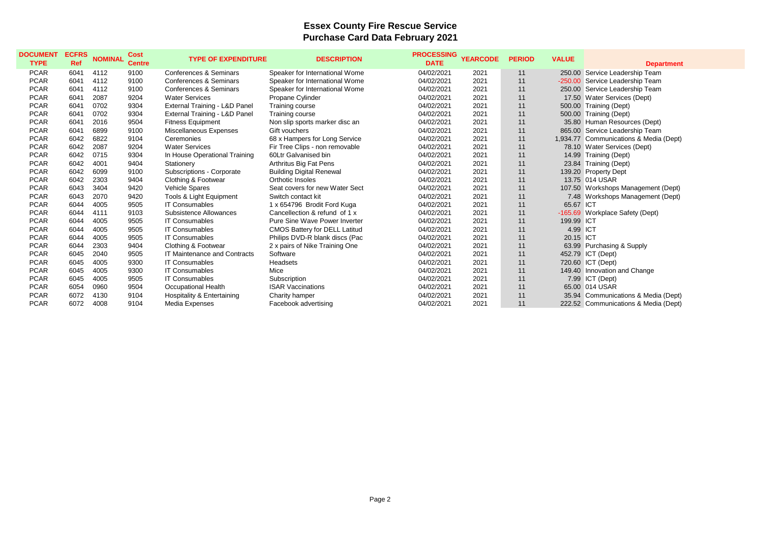# Essex County Fire Rescue Service
## Purchase Card Data February 2021

| DOCUMENT TYPE | ECFRS Ref | NOMINAL | Cost Centre | TYPE OF EXPENDITURE | DESCRIPTION | PROCESSING DATE | YEARCODE | PERIOD | VALUE | Department |
|---|---|---|---|---|---|---|---|---|---|---|
| PCAR | 6041 | 4112 | 9100 | Conferences & Seminars | Speaker for International Wome | 04/02/2021 | 2021 | 11 | 250.00 | Service Leadership Team |
| PCAR | 6041 | 4112 | 9100 | Conferences & Seminars | Speaker for International Wome | 04/02/2021 | 2021 | 11 | -250.00 | Service Leadership Team |
| PCAR | 6041 | 4112 | 9100 | Conferences & Seminars | Speaker for International Wome | 04/02/2021 | 2021 | 11 | 250.00 | Service Leadership Team |
| PCAR | 6041 | 2087 | 9204 | Water Services | Propane Cylinder | 04/02/2021 | 2021 | 11 | 17.50 | Water Services (Dept) |
| PCAR | 6041 | 0702 | 9304 | External Training - L&D Panel | Training course | 04/02/2021 | 2021 | 11 | 500.00 | Training (Dept) |
| PCAR | 6041 | 0702 | 9304 | External Training - L&D Panel | Training course | 04/02/2021 | 2021 | 11 | 500.00 | Training (Dept) |
| PCAR | 6041 | 2016 | 9504 | Fitness Equipment | Non slip sports marker disc an | 04/02/2021 | 2021 | 11 | 35.80 | Human Resources (Dept) |
| PCAR | 6041 | 6899 | 9100 | Miscellaneous Expenses | Gift vouchers | 04/02/2021 | 2021 | 11 | 865.00 | Service Leadership Team |
| PCAR | 6042 | 6822 | 9104 | Ceremonies | 68 x Hampers for Long Service | 04/02/2021 | 2021 | 11 | 1,934.77 | Communications & Media (Dept) |
| PCAR | 6042 | 2087 | 9204 | Water Services | Fir Tree Clips - non removable | 04/02/2021 | 2021 | 11 | 78.10 | Water Services (Dept) |
| PCAR | 6042 | 0715 | 9304 | In House Operational Training | 60Ltr Galvanised bin | 04/02/2021 | 2021 | 11 | 14.99 | Training (Dept) |
| PCAR | 6042 | 4001 | 9404 | Stationery | Arthritus Big Fat Pens | 04/02/2021 | 2021 | 11 | 23.84 | Training (Dept) |
| PCAR | 6042 | 6099 | 9100 | Subscriptions - Corporate | Building Digital Renewal | 04/02/2021 | 2021 | 11 | 139.20 | Property Dept |
| PCAR | 6042 | 2303 | 9404 | Clothing & Footwear | Orthotic Insoles | 04/02/2021 | 2021 | 11 | 13.75 | 014 USAR |
| PCAR | 6043 | 3404 | 9420 | Vehicle Spares | Seat covers for new Water Sect | 04/02/2021 | 2021 | 11 | 107.50 | Workshops Management (Dept) |
| PCAR | 6043 | 2070 | 9420 | Tools & Light Equipment | Switch contact kit | 04/02/2021 | 2021 | 11 | 7.48 | Workshops Management (Dept) |
| PCAR | 6044 | 4005 | 9505 | IT Consumables | 1 x 654796 Brodit Ford Kuga | 04/02/2021 | 2021 | 11 | 65.67 | ICT |
| PCAR | 6044 | 4111 | 9103 | Subsistence Allowances | Cancellection & refund of 1 x | 04/02/2021 | 2021 | 11 | -165.69 | Workplace Safety (Dept) |
| PCAR | 6044 | 4005 | 9505 | IT Consumables | Pure Sine Wave Power Inverter | 04/02/2021 | 2021 | 11 | 199.99 | ICT |
| PCAR | 6044 | 4005 | 9505 | IT Consumables | CMOS Battery for DELL Latitud | 04/02/2021 | 2021 | 11 | 4.99 | ICT |
| PCAR | 6044 | 4005 | 9505 | IT Consumables | Philips DVD-R blank discs (Pac | 04/02/2021 | 2021 | 11 | 20.15 | ICT |
| PCAR | 6044 | 2303 | 9404 | Clothing & Footwear | 2 x pairs of Nike Training One | 04/02/2021 | 2021 | 11 | 63.99 | Purchasing & Supply |
| PCAR | 6045 | 2040 | 9505 | IT Maintenance and Contracts | Software | 04/02/2021 | 2021 | 11 | 452.79 | ICT (Dept) |
| PCAR | 6045 | 4005 | 9300 | IT Consumables | Headsets | 04/02/2021 | 2021 | 11 | 720.60 | ICT (Dept) |
| PCAR | 6045 | 4005 | 9300 | IT Consumables | Mice | 04/02/2021 | 2021 | 11 | 149.40 | Innovation and Change |
| PCAR | 6045 | 4005 | 9505 | IT Consumables | Subscription | 04/02/2021 | 2021 | 11 | 7.99 | ICT (Dept) |
| PCAR | 6054 | 0960 | 9504 | Occupational Health | ISAR Vaccinations | 04/02/2021 | 2021 | 11 | 65.00 | 014 USAR |
| PCAR | 6072 | 4130 | 9104 | Hospitality & Entertaining | Charity hamper | 04/02/2021 | 2021 | 11 | 35.94 | Communications & Media (Dept) |
| PCAR | 6072 | 4008 | 9104 | Media Expenses | Facebook advertising | 04/02/2021 | 2021 | 11 | 222.52 | Communications & Media (Dept) |